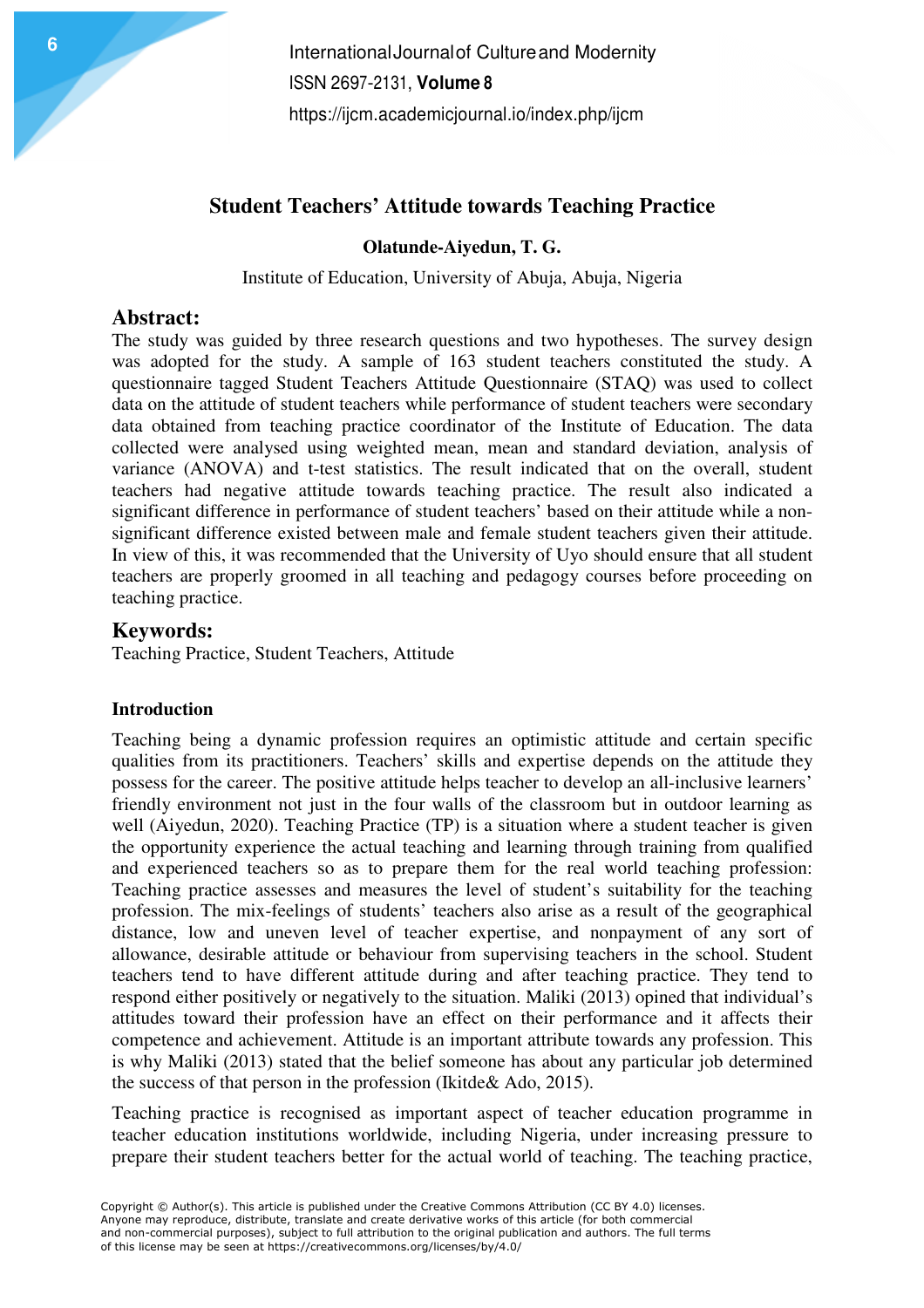# Student Teachers' Attitude towards Teaching Practice

**Olatunde-Aiyedun, T. G.**

Institute of Education, University of Abuja, Abuja, Nigeria

## Abstract:

The study was guided by three research questions and two hypotheses. The survey design was adopted for the study. A sample of 163 student teachers constituted the study. A questionnaire tagged Student Teachers Attitude Questionnaire (STAQ) was used to collect data on the attitude of student teachers while performance of student teachers were secondary data obtained from teaching practice coordinator of the Institute of Education. The data collected were analysed using weighted mean, mean and standard deviation, analysis of variance (ANOVA) and t-test statistics. The result indicated that on the overall, student teachers had negative attitude towards teaching practice. The result also indicated a significant difference in performance of student teachers' based on their attitude while a non-significant difference existed between male and female student teachers given their attitude. In view of this, it was recommended that the University of Uyo should ensure that all student teachers are properly groomed in all teaching and pedagogy courses before proceeding on teaching practice.

## Keywords:

Teaching Practice, Student Teachers, Attitude

### Introduction

Teaching being a dynamic profession requires an optimistic attitude and certain specific qualities from its practitioners. Teachers' skills and expertise depends on the attitude they possess for the career. The positive attitude helps teacher to develop an all-inclusive learners' friendly environment not just in the four walls of the classroom but in outdoor learning as well (Aiyedun, 2020). Teaching Practice (TP) is a situation where a student teacher is given the opportunity experience the actual teaching and learning through training from qualified and experienced teachers so as to prepare them for the real world teaching profession: Teaching practice assesses and measures the level of student's suitability for the teaching profession. The mix-feelings of students' teachers also arise as a result of the geographical distance, low and uneven level of teacher expertise, and nonpayment of any sort of allowance, desirable attitude or behaviour from supervising teachers in the school. Student teachers tend to have different attitude during and after teaching practice. They tend to respond either positively or negatively to the situation. Maliki (2013) opined that individual's attitudes toward their profession have an effect on their performance and it affects their competence and achievement. Attitude is an important attribute towards any profession. This is why Maliki (2013) stated that the belief someone has about any particular job determined the success of that person in the profession (Ikitde& Ado, 2015).

Teaching practice is recognised as important aspect of teacher education programme in teacher education institutions worldwide, including Nigeria, under increasing pressure to prepare their student teachers better for the actual world of teaching. The teaching practice,

Copyright © Author(s). This article is published under the Creative Commons Attribution (CC BY 4.0) licenses. Anyone may reproduce, distribute, translate and create derivative works of this article (for both commercial and non-commercial purposes), subject to full attribution to the original publication and authors. The full terms of this license may be seen at https://creativecommons.org/licenses/by/4.0/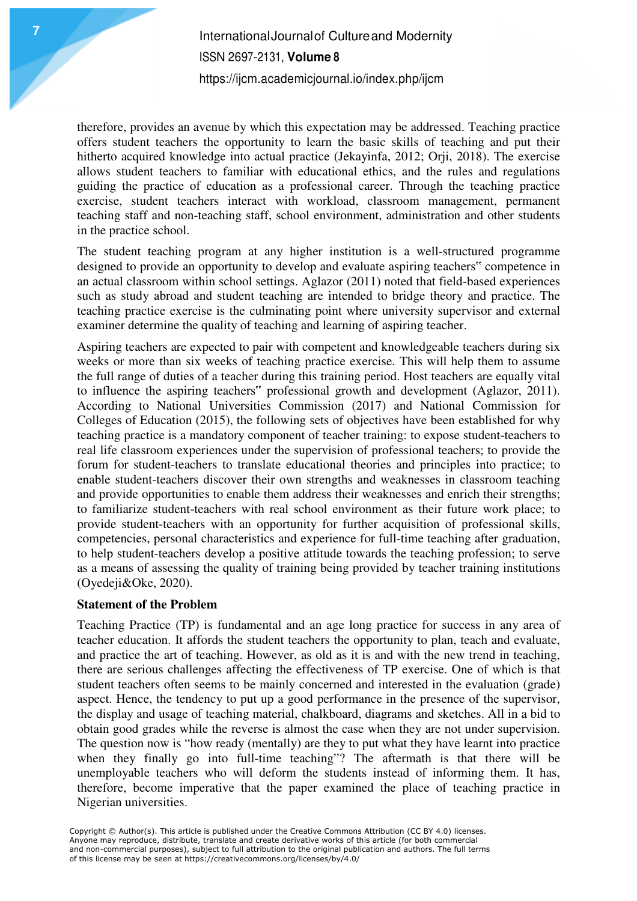therefore, provides an avenue by which this expectation may be addressed. Teaching practice offers student teachers the opportunity to learn the basic skills of teaching and put their hitherto acquired knowledge into actual practice (Jekayinfa, 2012; Orji, 2018). The exercise allows student teachers to familiar with educational ethics, and the rules and regulations guiding the practice of education as a professional career. Through the teaching practice exercise, student teachers interact with workload, classroom management, permanent teaching staff and non-teaching staff, school environment, administration and other students in the practice school.

The student teaching program at any higher institution is a well-structured programme designed to provide an opportunity to develop and evaluate aspiring teachers‟ competence in an actual classroom within school settings. Aglazor (2011) noted that field-based experiences such as study abroad and student teaching are intended to bridge theory and practice. The teaching practice exercise is the culminating point where university supervisor and external examiner determine the quality of teaching and learning of aspiring teacher.

Aspiring teachers are expected to pair with competent and knowledgeable teachers during six weeks or more than six weeks of teaching practice exercise. This will help them to assume the full range of duties of a teacher during this training period. Host teachers are equally vital to influence the aspiring teachers‟ professional growth and development (Aglazor, 2011). According to National Universities Commission (2017) and National Commission for Colleges of Education (2015), the following sets of objectives have been established for why teaching practice is a mandatory component of teacher training: to expose student-teachers to real life classroom experiences under the supervision of professional teachers; to provide the forum for student-teachers to translate educational theories and principles into practice; to enable student-teachers discover their own strengths and weaknesses in classroom teaching and provide opportunities to enable them address their weaknesses and enrich their strengths; to familiarize student-teachers with real school environment as their future work place; to provide student-teachers with an opportunity for further acquisition of professional skills, competencies, personal characteristics and experience for full-time teaching after graduation, to help student-teachers develop a positive attitude towards the teaching profession; to serve as a means of assessing the quality of training being provided by teacher training institutions (Oyedeji&Oke, 2020).

**Statement of the Problem**

Teaching Practice (TP) is fundamental and an age long practice for success in any area of teacher education. It affords the student teachers the opportunity to plan, teach and evaluate, and practice the art of teaching. However, as old as it is and with the new trend in teaching, there are serious challenges affecting the effectiveness of TP exercise. One of which is that student teachers often seems to be mainly concerned and interested in the evaluation (grade) aspect. Hence, the tendency to put up a good performance in the presence of the supervisor, the display and usage of teaching material, chalkboard, diagrams and sketches. All in a bid to obtain good grades while the reverse is almost the case when they are not under supervision. The question now is "how ready (mentally) are they to put what they have learnt into practice when they finally go into full-time teaching"? The aftermath is that there will be unemployable teachers who will deform the students instead of informing them. It has, therefore, become imperative that the paper examined the place of teaching practice in Nigerian universities.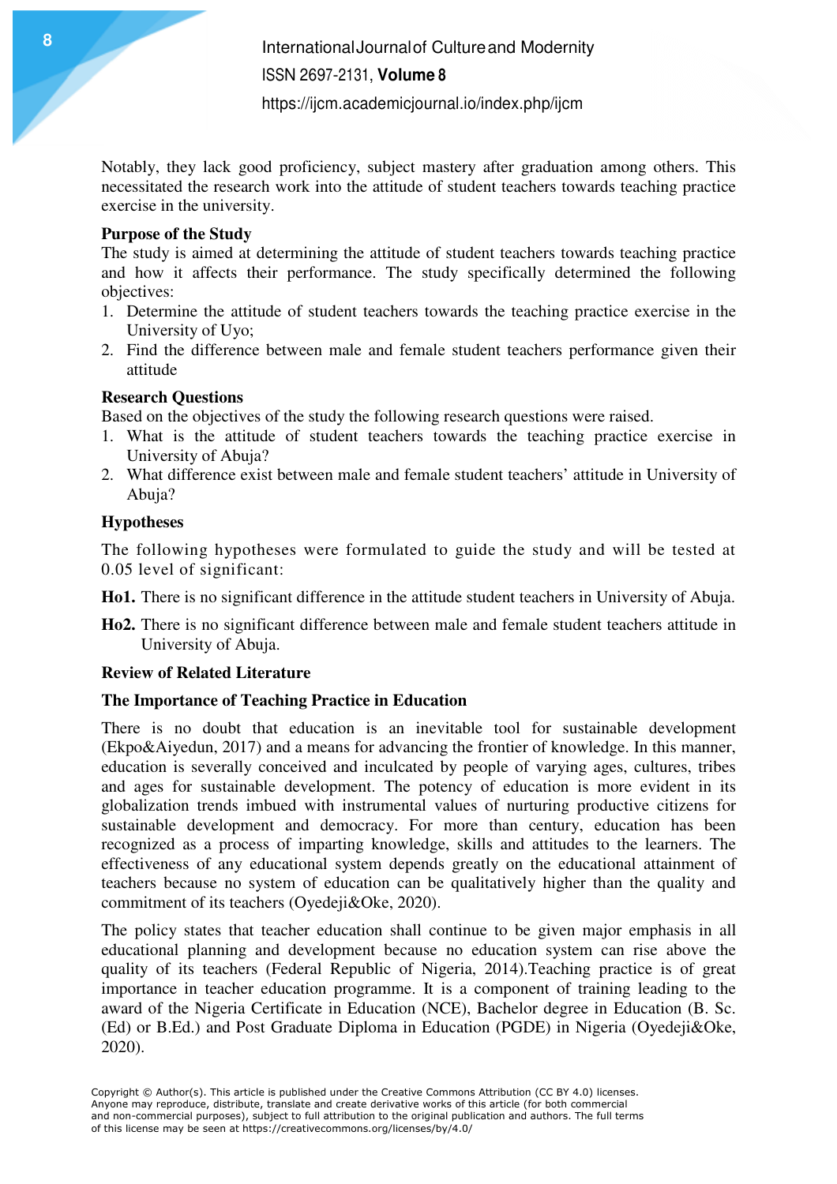Notably, they lack good proficiency, subject mastery after graduation among others. This necessitated the research work into the attitude of student teachers towards teaching practice exercise in the university.

**Purpose of the Study**

The study is aimed at determining the attitude of student teachers towards teaching practice and how it affects their performance. The study specifically determined the following objectives:

1. Determine the attitude of student teachers towards the teaching practice exercise in the University of Uyo;
2. Find the difference between male and female student teachers performance given their attitude

**Research Questions**

Based on the objectives of the study the following research questions were raised.

1. What is the attitude of student teachers towards the teaching practice exercise in University of Abuja?
2. What difference exist between male and female student teachers' attitude in University of Abuja?

**Hypotheses**

The following hypotheses were formulated to guide the study and will be tested at 0.05 level of significant:

**Ho1.** There is no significant difference in the attitude student teachers in University of Abuja.

**Ho2.** There is no significant difference between male and female student teachers attitude in University of Abuja.

**Review of Related Literature**

**The Importance of Teaching Practice in Education**

There is no doubt that education is an inevitable tool for sustainable development (Ekpo&Aiyedun, 2017) and a means for advancing the frontier of knowledge. In this manner, education is severally conceived and inculcated by people of varying ages, cultures, tribes and ages for sustainable development. The potency of education is more evident in its globalization trends imbued with instrumental values of nurturing productive citizens for sustainable development and democracy. For more than century, education has been recognized as a process of imparting knowledge, skills and attitudes to the learners. The effectiveness of any educational system depends greatly on the educational attainment of teachers because no system of education can be qualitatively higher than the quality and commitment of its teachers (Oyedeji&Oke, 2020).

The policy states that teacher education shall continue to be given major emphasis in all educational planning and development because no education system can rise above the quality of its teachers (Federal Republic of Nigeria, 2014).Teaching practice is of great importance in teacher education programme. It is a component of training leading to the award of the Nigeria Certificate in Education (NCE), Bachelor degree in Education (B. Sc. (Ed) or B.Ed.) and Post Graduate Diploma in Education (PGDE) in Nigeria (Oyedeji&Oke, 2020).

Copyright © Author(s). This article is published under the Creative Commons Attribution (CC BY 4.0) licenses. Anyone may reproduce, distribute, translate and create derivative works of this article (for both commercial and non-commercial purposes), subject to full attribution to the original publication and authors. The full terms of this license may be seen at https://creativecommons.org/licenses/by/4.0/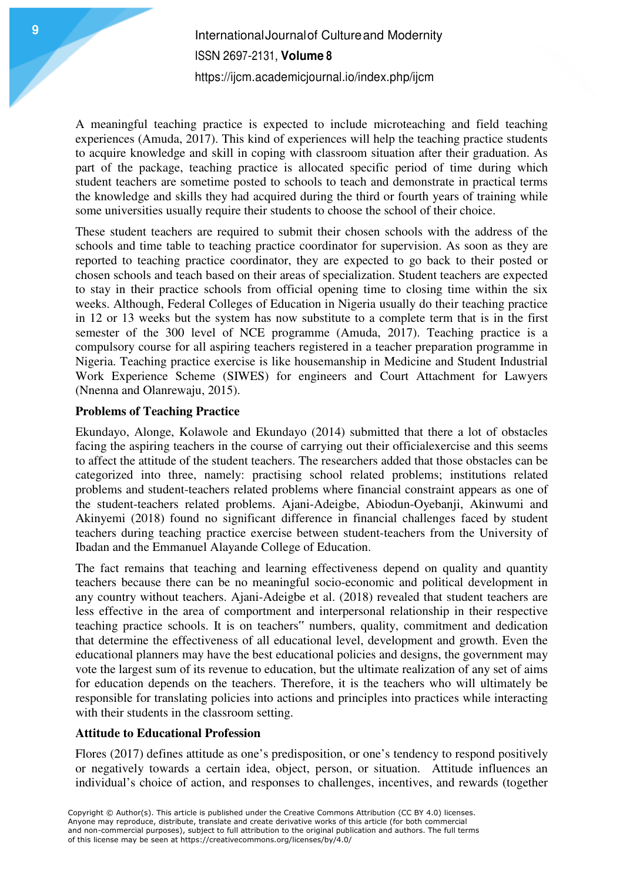A meaningful teaching practice is expected to include microteaching and field teaching experiences (Amuda, 2017). This kind of experiences will help the teaching practice students to acquire knowledge and skill in coping with classroom situation after their graduation. As part of the package, teaching practice is allocated specific period of time during which student teachers are sometime posted to schools to teach and demonstrate in practical terms the knowledge and skills they had acquired during the third or fourth years of training while some universities usually require their students to choose the school of their choice.

These student teachers are required to submit their chosen schools with the address of the schools and time table to teaching practice coordinator for supervision. As soon as they are reported to teaching practice coordinator, they are expected to go back to their posted or chosen schools and teach based on their areas of specialization. Student teachers are expected to stay in their practice schools from official opening time to closing time within the six weeks. Although, Federal Colleges of Education in Nigeria usually do their teaching practice in 12 or 13 weeks but the system has now substitute to a complete term that is in the first semester of the 300 level of NCE programme (Amuda, 2017). Teaching practice is a compulsory course for all aspiring teachers registered in a teacher preparation programme in Nigeria. Teaching practice exercise is like housemanship in Medicine and Student Industrial Work Experience Scheme (SIWES) for engineers and Court Attachment for Lawyers (Nnenna and Olanrewaju, 2015).

**Problems of Teaching Practice**

Ekundayo, Alonge, Kolawole and Ekundayo (2014) submitted that there a lot of obstacles facing the aspiring teachers in the course of carrying out their officialexercise and this seems to affect the attitude of the student teachers. The researchers added that those obstacles can be categorized into three, namely: practising school related problems; institutions related problems and student-teachers related problems where financial constraint appears as one of the student-teachers related problems. Ajani-Adeigbe, Abiodun-Oyebanji, Akinwumi and Akinyemi (2018) found no significant difference in financial challenges faced by student teachers during teaching practice exercise between student-teachers from the University of Ibadan and the Emmanuel Alayande College of Education.

The fact remains that teaching and learning effectiveness depend on quality and quantity teachers because there can be no meaningful socio-economic and political development in any country without teachers. Ajani-Adeigbe et al. (2018) revealed that student teachers are less effective in the area of comportment and interpersonal relationship in their respective teaching practice schools. It is on teachers" numbers, quality, commitment and dedication that determine the effectiveness of all educational level, development and growth. Even the educational planners may have the best educational policies and designs, the government may vote the largest sum of its revenue to education, but the ultimate realization of any set of aims for education depends on the teachers. Therefore, it is the teachers who will ultimately be responsible for translating policies into actions and principles into practices while interacting with their students in the classroom setting.

**Attitude to Educational Profession**

Flores (2017) defines attitude as one's predisposition, or one's tendency to respond positively or negatively towards a certain idea, object, person, or situation. Attitude influences an individual's choice of action, and responses to challenges, incentives, and rewards (together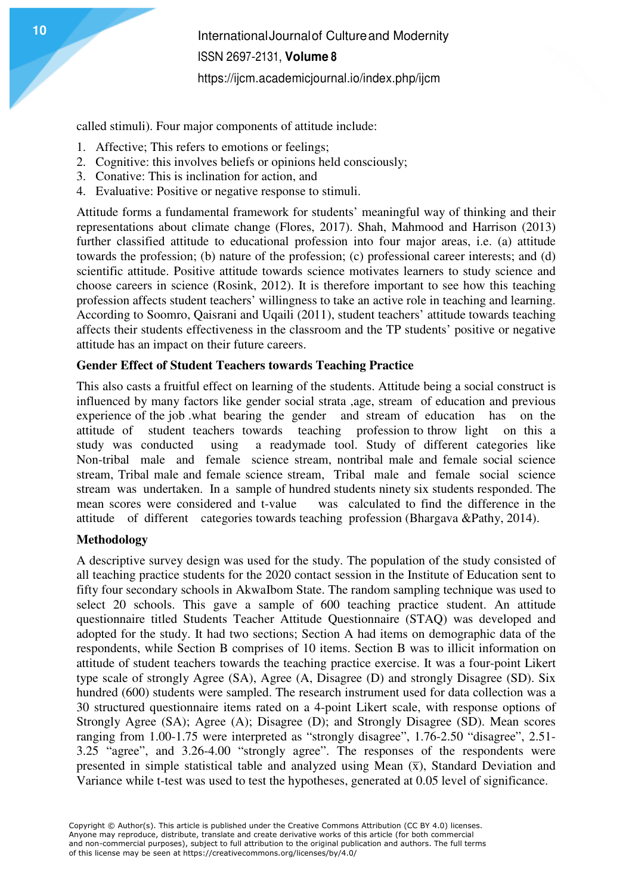called stimuli). Four major components of attitude include:

1. Affective; This refers to emotions or feelings;
2. Cognitive: this involves beliefs or opinions held consciously;
3. Conative: This is inclination for action, and
4. Evaluative: Positive or negative response to stimuli.

Attitude forms a fundamental framework for students' meaningful way of thinking and their representations about climate change (Flores, 2017). Shah, Mahmood and Harrison (2013) further classified attitude to educational profession into four major areas, i.e. (a) attitude towards the profession; (b) nature of the profession; (c) professional career interests; and (d) scientific attitude. Positive attitude towards science motivates learners to study science and choose careers in science (Rosink, 2012). It is therefore important to see how this teaching profession affects student teachers' willingness to take an active role in teaching and learning. According to Soomro, Qaisrani and Uqaili (2011), student teachers' attitude towards teaching affects their students effectiveness in the classroom and the TP students' positive or negative attitude has an impact on their future careers.

**Gender Effect of Student Teachers towards Teaching Practice**

This also casts a fruitful effect on learning of the students. Attitude being a social construct is influenced by many factors like gender social strata ,age, stream of education and previous experience of the job .what bearing the gender and stream of education has on the attitude of student teachers towards teaching profession to throw light on this a study was conducted using a readymade tool. Study of different categories like Non-tribal male and female science stream, nontribal male and female social science stream, Tribal male and female science stream, Tribal male and female social science stream was undertaken. In a sample of hundred students ninety six students responded. The mean scores were considered and t-value was calculated to find the difference in the attitude of different categories towards teaching profession (Bhargava &Pathy, 2014).

**Methodology**

A descriptive survey design was used for the study. The population of the study consisted of all teaching practice students for the 2020 contact session in the Institute of Education sent to fifty four secondary schools in AkwaIbom State. The random sampling technique was used to select 20 schools. This gave a sample of 600 teaching practice student. An attitude questionnaire titled Students Teacher Attitude Questionnaire (STAQ) was developed and adopted for the study. It had two sections; Section A had items on demographic data of the respondents, while Section B comprises of 10 items. Section B was to illicit information on attitude of student teachers towards the teaching practice exercise. It was a four-point Likert type scale of strongly Agree (SA), Agree (A, Disagree (D) and strongly Disagree (SD). Six hundred (600) students were sampled. The research instrument used for data collection was a 30 structured questionnaire items rated on a 4-point Likert scale, with response options of Strongly Agree (SA); Agree (A); Disagree (D); and Strongly Disagree (SD). Mean scores ranging from 1.00-1.75 were interpreted as "strongly disagree", 1.76-2.50 "disagree", 2.51-3.25 "agree", and 3.26-4.00 "strongly agree". The responses of the respondents were presented in simple statistical table and analyzed using Mean ($\bar{x}$), Standard Deviation and Variance while t-test was used to test the hypotheses, generated at 0.05 level of significance.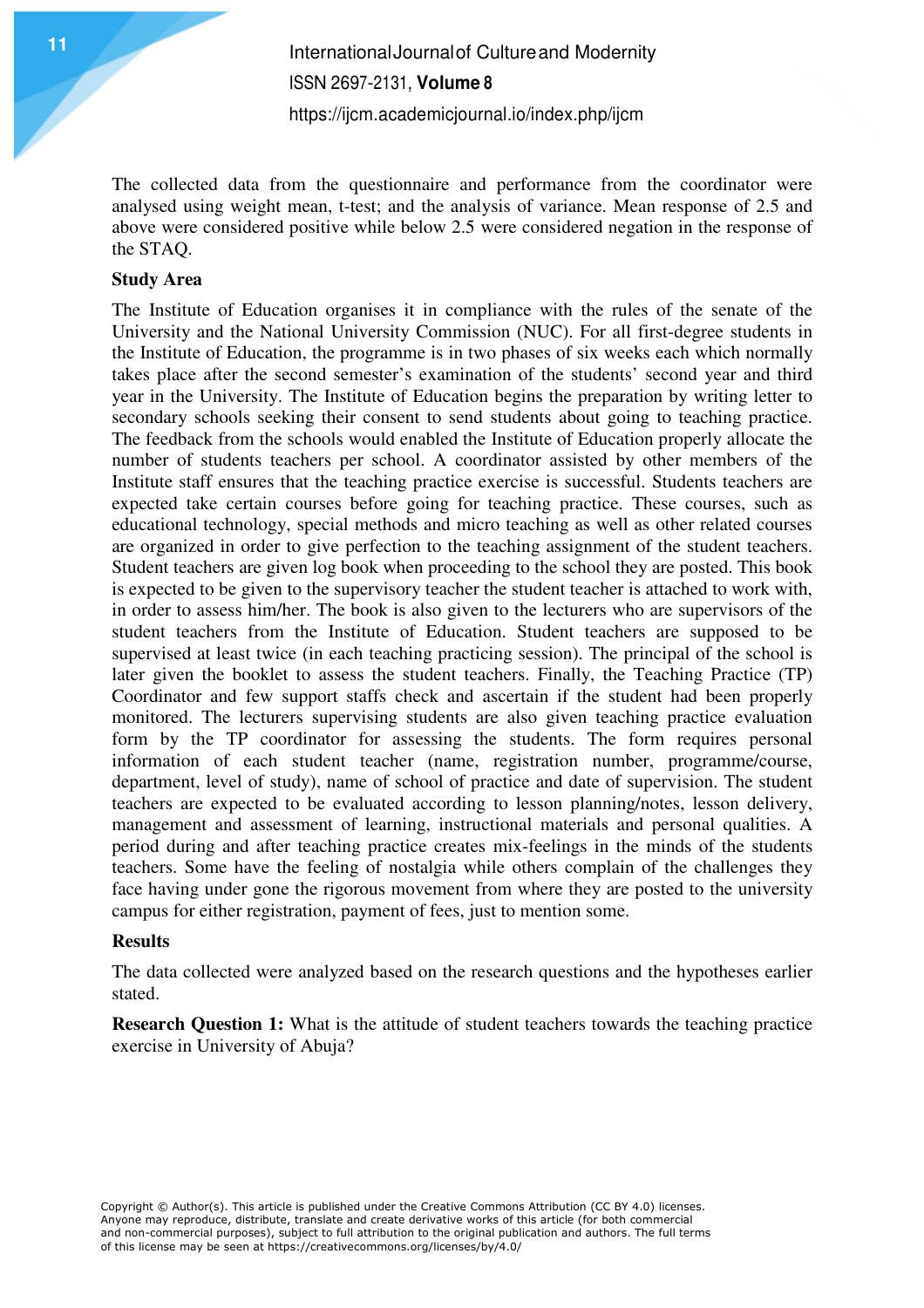The collected data from the questionnaire and performance from the coordinator were analysed using weight mean, t-test; and the analysis of variance. Mean response of 2.5 and above were considered positive while below 2.5 were considered negation in the response of the STAQ.

**Study Area**

The Institute of Education organises it in compliance with the rules of the senate of the University and the National University Commission (NUC). For all first-degree students in the Institute of Education, the programme is in two phases of six weeks each which normally takes place after the second semester's examination of the students' second year and third year in the University. The Institute of Education begins the preparation by writing letter to secondary schools seeking their consent to send students about going to teaching practice. The feedback from the schools would enabled the Institute of Education properly allocate the number of students teachers per school. A coordinator assisted by other members of the Institute staff ensures that the teaching practice exercise is successful. Students teachers are expected take certain courses before going for teaching practice. These courses, such as educational technology, special methods and micro teaching as well as other related courses are organized in order to give perfection to the teaching assignment of the student teachers. Student teachers are given log book when proceeding to the school they are posted. This book is expected to be given to the supervisory teacher the student teacher is attached to work with, in order to assess him/her. The book is also given to the lecturers who are supervisors of the student teachers from the Institute of Education. Student teachers are supposed to be supervised at least twice (in each teaching practicing session). The principal of the school is later given the booklet to assess the student teachers. Finally, the Teaching Practice (TP) Coordinator and few support staffs check and ascertain if the student had been properly monitored. The lecturers supervising students are also given teaching practice evaluation form by the TP coordinator for assessing the students. The form requires personal information of each student teacher (name, registration number, programme/course, department, level of study), name of school of practice and date of supervision. The student teachers are expected to be evaluated according to lesson planning/notes, lesson delivery, management and assessment of learning, instructional materials and personal qualities. A period during and after teaching practice creates mix-feelings in the minds of the students teachers. Some have the feeling of nostalgia while others complain of the challenges they face having under gone the rigorous movement from where they are posted to the university campus for either registration, payment of fees, just to mention some.

**Results**

The data collected were analyzed based on the research questions and the hypotheses earlier stated.

**Research Question 1:** What is the attitude of student teachers towards the teaching practice exercise in University of Abuja?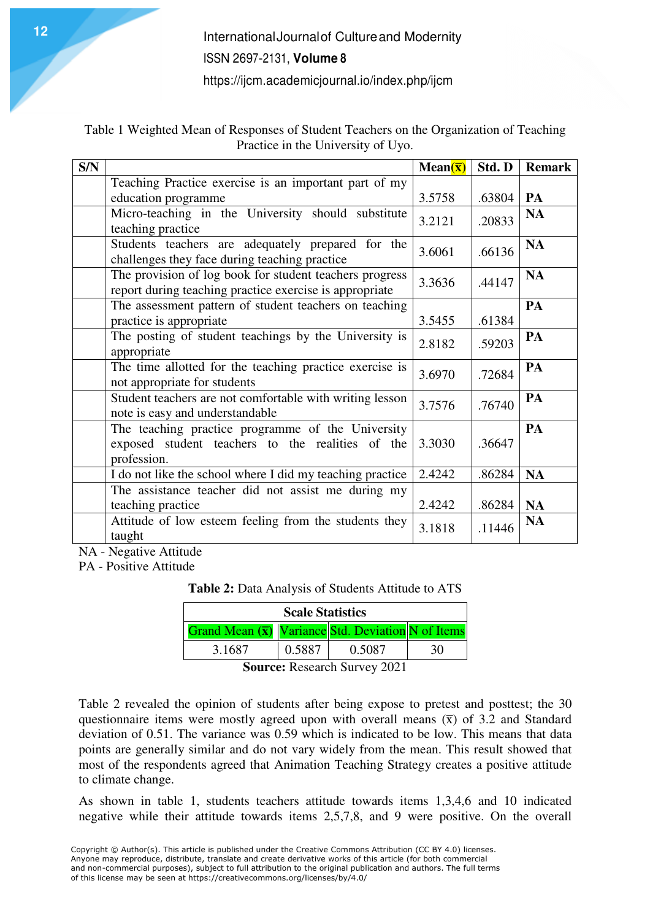Table 1 Weighted Mean of Responses of Student Teachers on the Organization of Teaching Practice in the University of Uyo.

| S/N | | Mean($\bar{x}$) | Std. D | Remark |
|---|---|---|---|---|
| | Teaching Practice exercise is an important part of my education programme | 3.5758 | .63804 | PA |
| | Micro-teaching in the University should substitute teaching practice | 3.2121 | .20833 | NA |
| | Students teachers are adequately prepared for the challenges they face during teaching practice | 3.6061 | .66136 | NA |
| | The provision of log book for student teachers progress report during teaching practice exercise is appropriate | 3.3636 | .44147 | NA |
| | The assessment pattern of student teachers on teaching practice is appropriate | 3.5455 | .61384 | PA |
| | The posting of student teachings by the University is appropriate | 2.8182 | .59203 | PA |
| | The time allotted for the teaching practice exercise is not appropriate for students | 3.6970 | .72684 | PA |
| | Student teachers are not comfortable with writing lesson note is easy and understandable | 3.7576 | .76740 | PA |
| | The teaching practice programme of the University exposed student teachers to the realities of the profession. | 3.3030 | .36647 | PA |
| | I do not like the school where I did my teaching practice | 2.4242 | .86284 | NA |
| | The assistance teacher did not assist me during my teaching practice | 2.4242 | .86284 | NA |
| | Attitude of low esteem feeling from the students they taught | 3.1818 | .11446 | NA |

NA - Negative Attitude
PA - Positive Attitude

**Table 2:** Data Analysis of Students Attitude to ATS

| Scale Statistics | | | |
|---|---|---|---|
| Grand Mean ($\bar{x}$) | Variance | Std. Deviation | N of Items |
| 3.1687 | 0.5887 | 0.5087 | 30 |

**Source:** Research Survey 2021

Table 2 revealed the opinion of students after being expose to pretest and posttest; the 30 questionnaire items were mostly agreed upon with overall means ($\bar{x}$) of 3.2 and Standard deviation of 0.51. The variance was 0.59 which is indicated to be low. This means that data points are generally similar and do not vary widely from the mean. This result showed that most of the respondents agreed that Animation Teaching Strategy creates a positive attitude to climate change.

As shown in table 1, students teachers attitude towards items 1,3,4,6 and 10 indicated negative while their attitude towards items 2,5,7,8, and 9 were positive. On the overall

Copyright © Author(s). This article is published under the Creative Commons Attribution (CC BY 4.0) licenses. Anyone may reproduce, distribute, translate and create derivative works of this article (for both commercial and non-commercial purposes), subject to full attribution to the original publication and authors. The full terms of this license may be seen at https://creativecommons.org/licenses/by/4.0/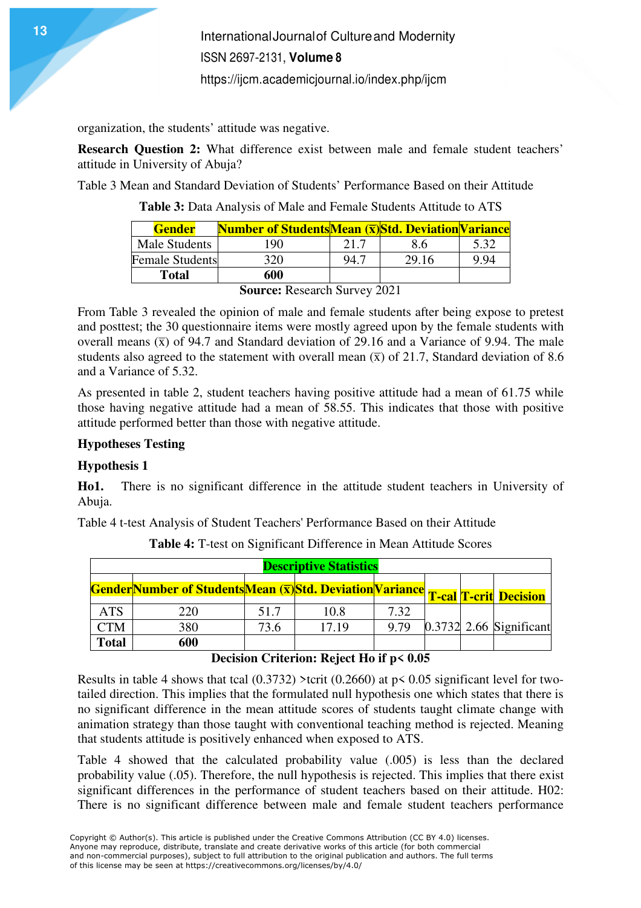organization, the students' attitude was negative.

**Research Question 2:** What difference exist between male and female student teachers' attitude in University of Abuja?

Table 3 Mean and Standard Deviation of Students' Performance Based on their Attitude

**Table 3:** Data Analysis of Male and Female Students Attitude to ATS

| Gender | Number of Students | Mean ($\bar{x}$) | Std. Deviation | Variance |
|---|---|---|---|---|
| Male Students | 190 | 21.7 | 8.6 | 5.32 |
| Female Students | 320 | 94.7 | 29.16 | 9.94 |
| **Total** | **600** | | | |

**Source:** Research Survey 2021

From Table 3 revealed the opinion of male and female students after being expose to pretest and posttest; the 30 questionnaire items were mostly agreed upon by the female students with overall means ($\bar{x}$) of 94.7 and Standard deviation of 29.16 and a Variance of 9.94. The male students also agreed to the statement with overall mean ($\bar{x}$) of 21.7, Standard deviation of 8.6 and a Variance of 5.32.

As presented in table 2, student teachers having positive attitude had a mean of 61.75 while those having negative attitude had a mean of 58.55. This indicates that those with positive attitude performed better than those with negative attitude.

**Hypotheses Testing**

**Hypothesis 1**

**Ho1.** There is no significant difference in the attitude student teachers in University of Abuja.

Table 4 t-test Analysis of Student Teachers' Performance Based on their Attitude

**Table 4:** T-test on Significant Difference in Mean Attitude Scores

| Descriptive Statistics | | | | | | | |
|---|---|---|---|---|---|---|---|
| Gender | Number of Students | Mean ($\bar{x}$) | Std. Deviation | Variance | T-cal | T-crit | Decision |
| ATS | 220 | 51.7 | 10.8 | 7.32 | | | |
| CTM | 380 | 73.6 | 17.19 | 9.79 | 0.3732 | 2.66 | Significant |
| **Total** | **600** | | | | | | |

**Decision Criterion: Reject Ho if $p < 0.05$**

Results in table 4 shows that tcal (0.3732) >tcrit (0.2660) at $p < 0.05$ significant level for two-tailed direction. This implies that the formulated null hypothesis one which states that there is no significant difference in the mean attitude scores of students taught climate change with animation strategy than those taught with conventional teaching method is rejected. Meaning that students attitude is positively enhanced when exposed to ATS.

Table 4 showed that the calculated probability value (.005) is less than the declared probability value (.05). Therefore, the null hypothesis is rejected. This implies that there exist significant differences in the performance of student teachers based on their attitude. H02: There is no significant difference between male and female student teachers performance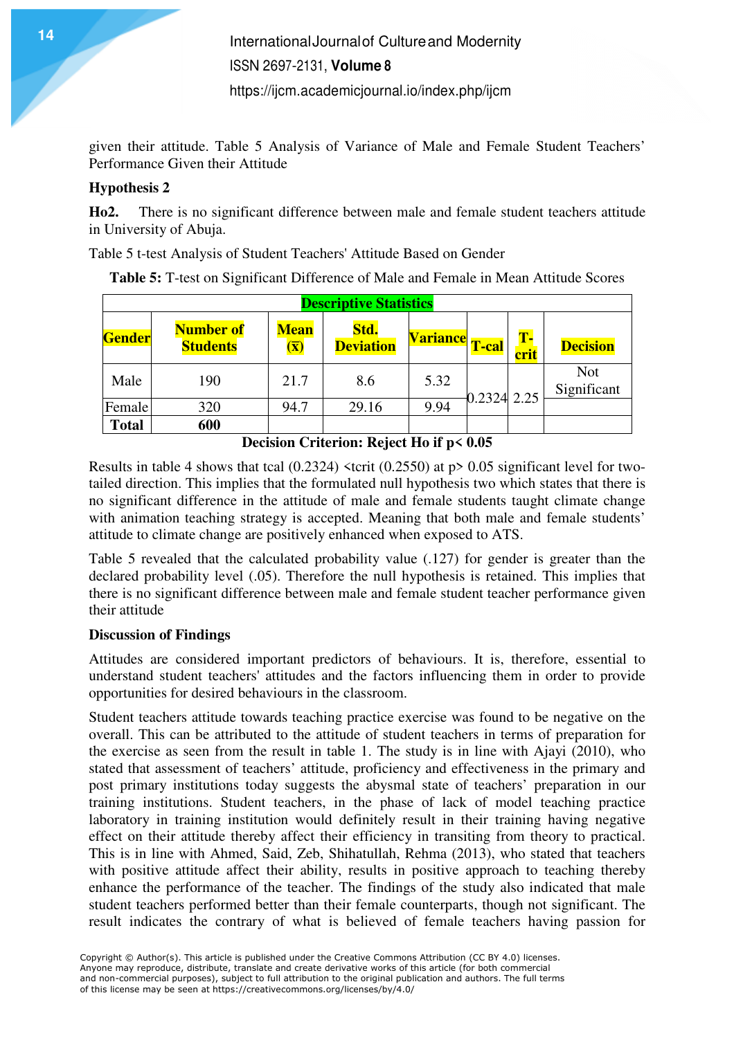given their attitude. Table 5 Analysis of Variance of Male and Female Student Teachers' Performance Given their Attitude

**Hypothesis 2**

**Ho2.** There is no significant difference between male and female student teachers attitude in University of Abuja.

Table 5 t-test Analysis of Student Teachers' Attitude Based on Gender

**Table 5:** T-test on Significant Difference of Male and Female in Mean Attitude Scores

| Descriptive Statistics | | | | | | | |
|---|---|---|---|---|---|---|---|
| **Gender** | **Number of Students** | **Mean ($\bar{x}$)** | **Std. Deviation** | **Variance** | **T-cal** | **T-crit** | **Decision** |
| Male | 190 | 21.7 | 8.6 | 5.32 | 0.2324 | 2.25 | Not Significant |
| Female | 320 | 94.7 | 29.16 | 9.94 | | | |
| **Total** | **600** | | | | | | |

**Decision Criterion: Reject Ho if $p < 0.05$**

Results in table 4 shows that tcal (0.2324) <tcrit (0.2550) at $p > 0.05$ significant level for two-tailed direction. This implies that the formulated null hypothesis two which states that there is no significant difference in the attitude of male and female students taught climate change with animation teaching strategy is accepted. Meaning that both male and female students' attitude to climate change are positively enhanced when exposed to ATS.

Table 5 revealed that the calculated probability value (.127) for gender is greater than the declared probability level (.05). Therefore the null hypothesis is retained. This implies that there is no significant difference between male and female student teacher performance given their attitude

**Discussion of Findings**

Attitudes are considered important predictors of behaviours. It is, therefore, essential to understand student teachers' attitudes and the factors influencing them in order to provide opportunities for desired behaviours in the classroom.

Student teachers attitude towards teaching practice exercise was found to be negative on the overall. This can be attributed to the attitude of student teachers in terms of preparation for the exercise as seen from the result in table 1. The study is in line with Ajayi (2010), who stated that assessment of teachers' attitude, proficiency and effectiveness in the primary and post primary institutions today suggests the abysmal state of teachers' preparation in our training institutions. Student teachers, in the phase of lack of model teaching practice laboratory in training institution would definitely result in their training having negative effect on their attitude thereby affect their efficiency in transiting from theory to practical. This is in line with Ahmed, Said, Zeb, Shihatullah, Rehma (2013), who stated that teachers with positive attitude affect their ability, results in positive approach to teaching thereby enhance the performance of the teacher. The findings of the study also indicated that male student teachers performed better than their female counterparts, though not significant. The result indicates the contrary of what is believed of female teachers having passion for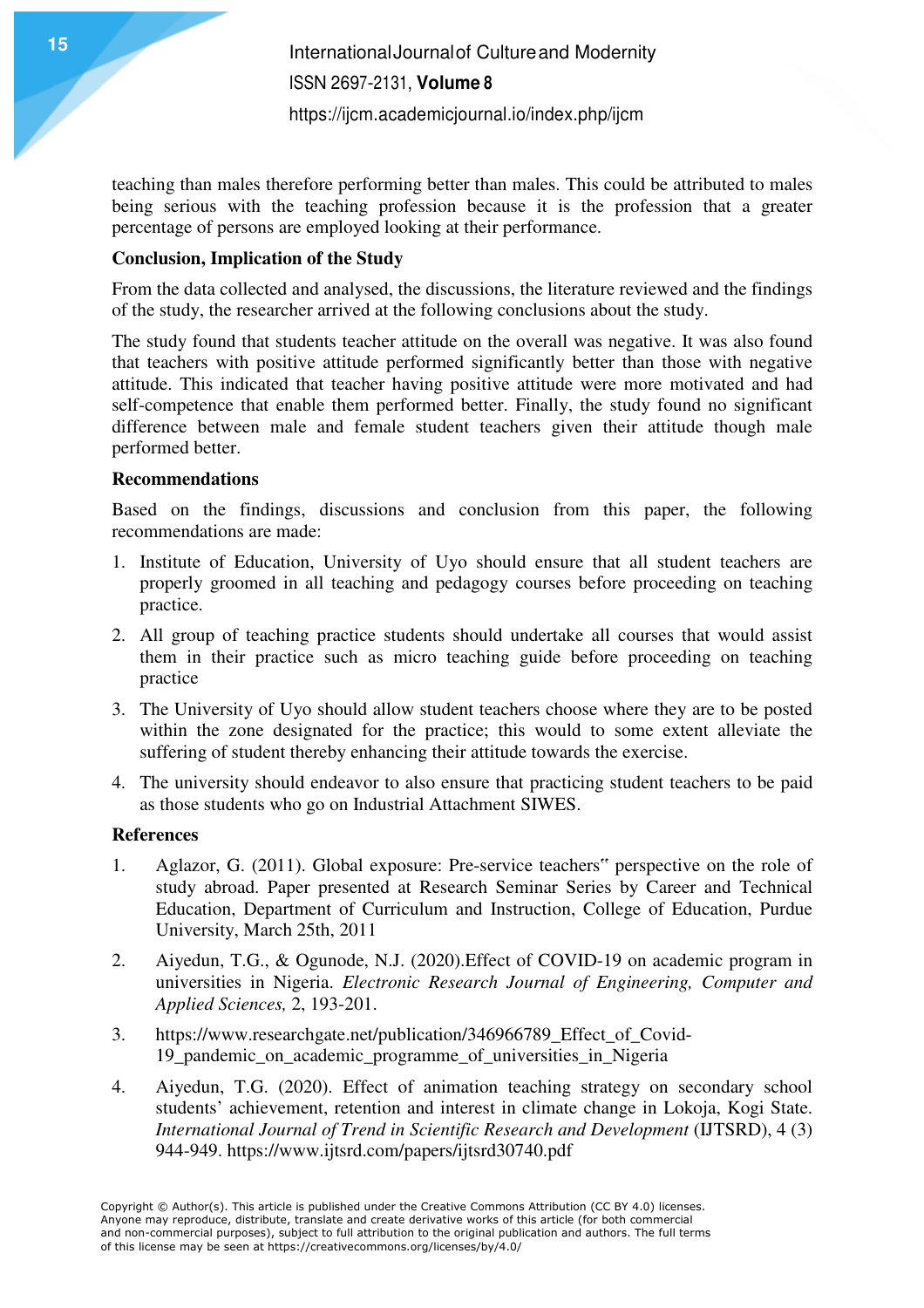teaching than males therefore performing better than males. This could be attributed to males being serious with the teaching profession because it is the profession that a greater percentage of persons are employed looking at their performance.

**Conclusion, Implication of the Study**

From the data collected and analysed, the discussions, the literature reviewed and the findings of the study, the researcher arrived at the following conclusions about the study.

The study found that students teacher attitude on the overall was negative. It was also found that teachers with positive attitude performed significantly better than those with negative attitude. This indicated that teacher having positive attitude were more motivated and had self-competence that enable them performed better. Finally, the study found no significant difference between male and female student teachers given their attitude though male performed better.

**Recommendations**

Based on the findings, discussions and conclusion from this paper, the following recommendations are made:

1. Institute of Education, University of Uyo should ensure that all student teachers are properly groomed in all teaching and pedagogy courses before proceeding on teaching practice.
2. All group of teaching practice students should undertake all courses that would assist them in their practice such as micro teaching guide before proceeding on teaching practice
3. The University of Uyo should allow student teachers choose where they are to be posted within the zone designated for the practice; this would to some extent alleviate the suffering of student thereby enhancing their attitude towards the exercise.
4. The university should endeavor to also ensure that practicing student teachers to be paid as those students who go on Industrial Attachment SIWES.

**References**

1. Aglazor, G. (2011). Global exposure: Pre-service teachers" perspective on the role of study abroad. Paper presented at Research Seminar Series by Career and Technical Education, Department of Curriculum and Instruction, College of Education, Purdue University, March 25th, 2011
2. Aiyedun, T.G., & Ogunode, N.J. (2020).Effect of COVID-19 on academic program in universities in Nigeria. *Electronic Research Journal of Engineering, Computer and Applied Sciences,* 2, 193-201.
3. https://www.researchgate.net/publication/346966789_Effect_of_Covid-19_pandemic_on_academic_programme_of_universities_in_Nigeria
4. Aiyedun, T.G. (2020). Effect of animation teaching strategy on secondary school students' achievement, retention and interest in climate change in Lokoja, Kogi State. *International Journal of Trend in Scientific Research and Development* (IJTSRD), 4 (3) 944-949. https://www.ijtsrd.com/papers/ijtsrd30740.pdf

Copyright © Author(s). This article is published under the Creative Commons Attribution (CC BY 4.0) licenses. Anyone may reproduce, distribute, translate and create derivative works of this article (for both commercial and non-commercial purposes), subject to full attribution to the original publication and authors. The full terms of this license may be seen at https://creativecommons.org/licenses/by/4.0/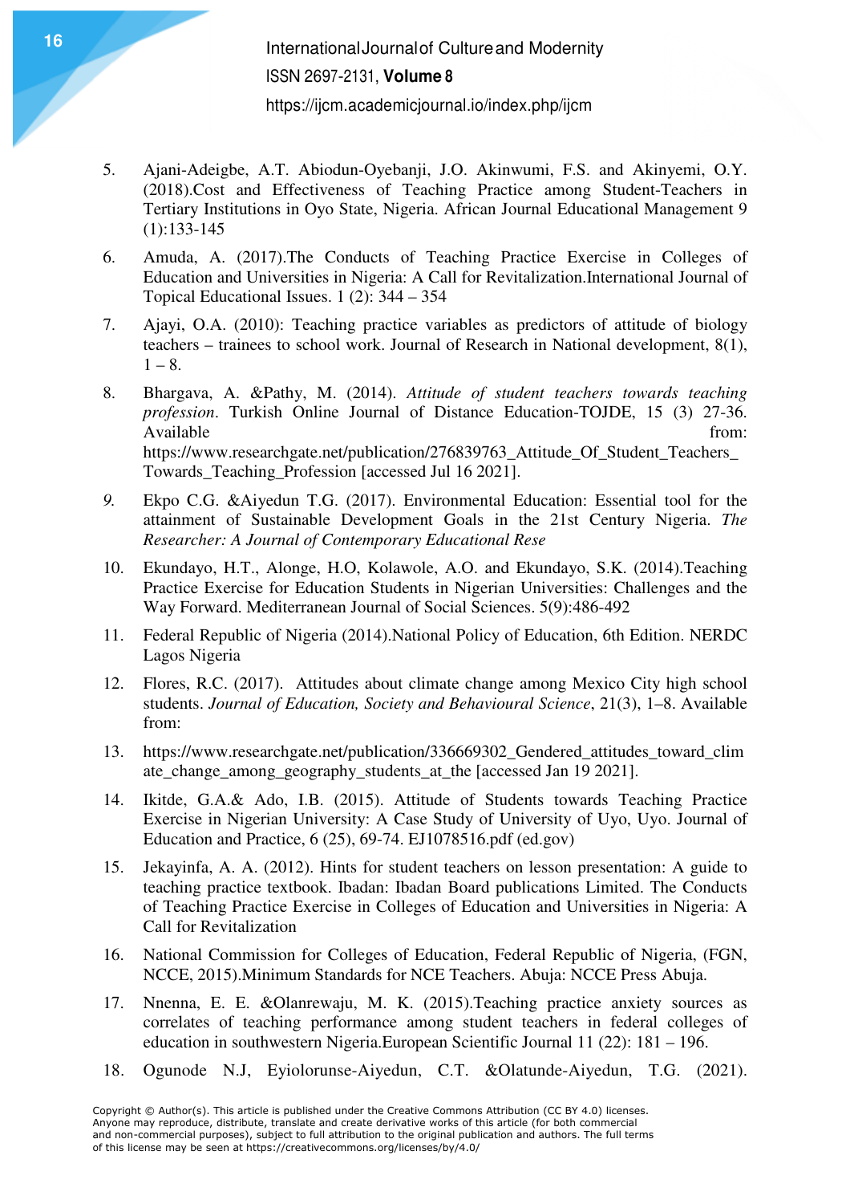5. Ajani-Adeigbe, A.T. Abiodun-Oyebanji, J.O. Akinwumi, F.S. and Akinyemi, O.Y. (2018).Cost and Effectiveness of Teaching Practice among Student-Teachers in Tertiary Institutions in Oyo State, Nigeria. African Journal Educational Management 9 (1):133-145
6. Amuda, A. (2017).The Conducts of Teaching Practice Exercise in Colleges of Education and Universities in Nigeria: A Call for Revitalization.International Journal of Topical Educational Issues. 1 (2): 344 – 354
7. Ajayi, O.A. (2010): Teaching practice variables as predictors of attitude of biology teachers – trainees to school work. Journal of Research in National development, 8(1), 1 – 8.
8. Bhargava, A. &Pathy, M. (2014). *Attitude of student teachers towards teaching profession*. Turkish Online Journal of Distance Education-TOJDE, 15 (3) 27-36. Available from: https://www.researchgate.net/publication/276839763_Attitude_Of_Student_Teachers_Towards_Teaching_Profession [accessed Jul 16 2021].
9. Ekpo C.G. &Aiyedun T.G. (2017). Environmental Education: Essential tool for the attainment of Sustainable Development Goals in the 21st Century Nigeria. *The Researcher: A Journal of Contemporary Educational Rese*
10. Ekundayo, H.T., Alonge, H.O, Kolawole, A.O. and Ekundayo, S.K. (2014).Teaching Practice Exercise for Education Students in Nigerian Universities: Challenges and the Way Forward. Mediterranean Journal of Social Sciences. 5(9):486-492
11. Federal Republic of Nigeria (2014).National Policy of Education, 6th Edition. NERDC Lagos Nigeria
12. Flores, R.C. (2017). Attitudes about climate change among Mexico City high school students. *Journal of Education, Society and Behavioural Science*, 21(3), 1–8. Available from:
13. https://www.researchgate.net/publication/336669302_Gendered_attitudes_toward_climate_change_among_geography_students_at_the [accessed Jan 19 2021].
14. Ikitde, G.A.& Ado, I.B. (2015). Attitude of Students towards Teaching Practice Exercise in Nigerian University: A Case Study of University of Uyo, Uyo. Journal of Education and Practice, 6 (25), 69-74. EJ1078516.pdf (ed.gov)
15. Jekayinfa, A. A. (2012). Hints for student teachers on lesson presentation: A guide to teaching practice textbook. Ibadan: Ibadan Board publications Limited. The Conducts of Teaching Practice Exercise in Colleges of Education and Universities in Nigeria: A Call for Revitalization
16. National Commission for Colleges of Education, Federal Republic of Nigeria, (FGN, NCCE, 2015).Minimum Standards for NCE Teachers. Abuja: NCCE Press Abuja.
17. Nnenna, E. E. &Olanrewaju, M. K. (2015).Teaching practice anxiety sources as correlates of teaching performance among student teachers in federal colleges of education in southwestern Nigeria.European Scientific Journal 11 (22): 181 – 196.
18. Ogunode N.J, Eyiolorunse-Aiyedun, C.T. &Olatunde-Aiyedun, T.G. (2021).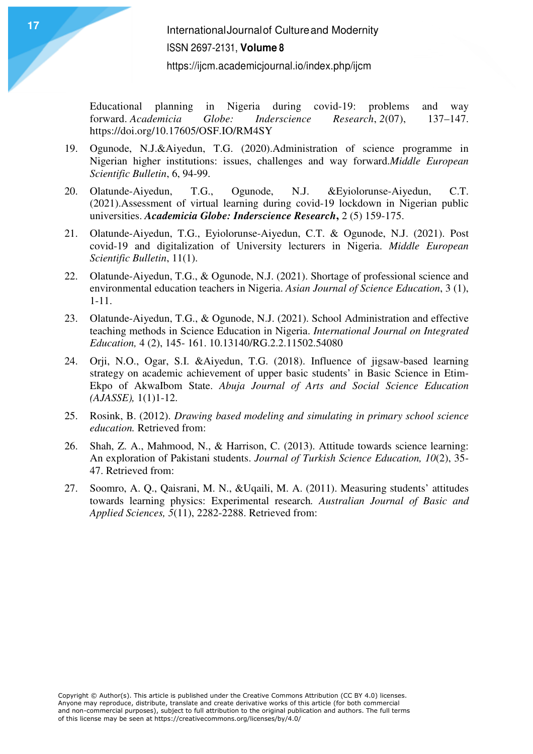Educational planning in Nigeria during covid-19: problems and way forward. *Academicia Globe: Inderscience Research*, *2*(07), 137–147. https://doi.org/10.17605/OSF.IO/RM4SY

19. Ogunode, N.J.&Aiyedun, T.G. (2020).Administration of science programme in Nigerian higher institutions: issues, challenges and way forward.*Middle European Scientific Bulletin*, 6, 94-99.
20. Olatunde-Aiyedun, T.G., Ogunode, N.J. &Eyiolorunse-Aiyedun, C.T. (2021).Assessment of virtual learning during covid-19 lockdown in Nigerian public universities. ***Academicia Globe: Inderscience Research*,** 2 (5) 159-175.
21. Olatunde-Aiyedun, T.G., Eyiolorunse-Aiyedun, C.T. & Ogunode, N.J. (2021). Post covid-19 and digitalization of University lecturers in Nigeria. *Middle European Scientific Bulletin*, 11(1).
22. Olatunde-Aiyedun, T.G., & Ogunode, N.J. (2021). Shortage of professional science and environmental education teachers in Nigeria. *Asian Journal of Science Education*, 3 (1), 1-11.
23. Olatunde-Aiyedun, T.G., & Ogunode, N.J. (2021). School Administration and effective teaching methods in Science Education in Nigeria. *International Journal on Integrated Education,* 4 (2), 145- 161. 10.13140/RG.2.2.11502.54080
24. Orji, N.O., Ogar, S.I. &Aiyedun, T.G. (2018). Influence of jigsaw-based learning strategy on academic achievement of upper basic students' in Basic Science in Etim-Ekpo of AkwaIbom State. *Abuja Journal of Arts and Social Science Education (AJASSE),* 1(1)1-12.
25. Rosink, B. (2012). *Drawing based modeling and simulating in primary school science education.* Retrieved from:
26. Shah, Z. A., Mahmood, N., & Harrison, C. (2013). Attitude towards science learning: An exploration of Pakistani students. *Journal of Turkish Science Education, 10*(2), 35-47. Retrieved from:
27. Soomro, A. Q., Qaisrani, M. N., &Uqaili, M. A. (2011). Measuring students' attitudes towards learning physics: Experimental research*. Australian Journal of Basic and Applied Sciences, 5*(11), 2282-2288. Retrieved from:

Copyright © Author(s). This article is published under the Creative Commons Attribution (CC BY 4.0) licenses. Anyone may reproduce, distribute, translate and create derivative works of this article (for both commercial and non-commercial purposes), subject to full attribution to the original publication and authors. The full terms of this license may be seen at https://creativecommons.org/licenses/by/4.0/